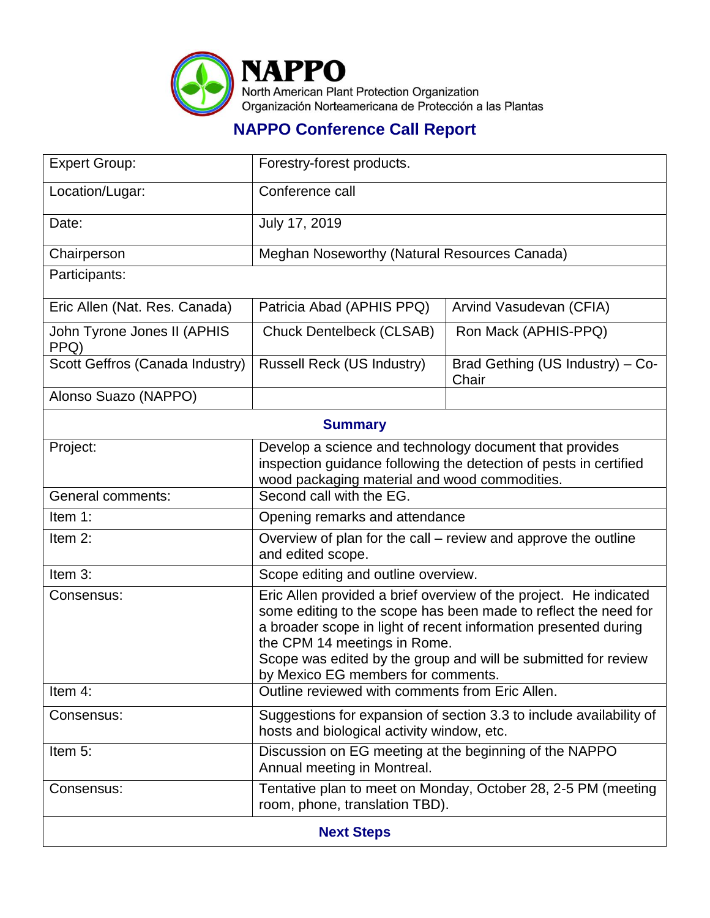# NAPPO

North American Plant Protection Organization
Organización Norteamericana de Protección a las Plantas

## NAPPO Conference Call Report

| Expert Group: | Forestry-forest products. | |
|---|---|---|
| Location/Lugar: | Conference call | |
| Date: | July 17, 2019 | |
| Chairperson | Meghan Noseworthy (Natural Resources Canada) | |
| Participants: | | |
| Eric Allen (Nat. Res. Canada) | Patricia Abad (APHIS PPQ) | Arvind Vasudevan (CFIA) |
| John Tyrone Jones II (APHIS PPQ) | Chuck Dentelbeck (CLSAB) | Ron Mack (APHIS-PPQ) |
| Scott Geffros (Canada Industry) | Russell Reck (US Industry) | Brad Gething (US Industry) – Co-Chair |
| Alonso Suazo (NAPPO) | | |
| **Summary** | | |
| Project: | Develop a science and technology document that provides inspection guidance following the detection of pests in certified wood packaging material and wood commodities. | |
| General comments: | Second call with the EG. | |
| Item 1: | Opening remarks and attendance | |
| Item 2: | Overview of plan for the call – review and approve the outline and edited scope. | |
| Item 3: | Scope editing and outline overview. | |
| Consensus: | Eric Allen provided a brief overview of the project. He indicated some editing to the scope has been made to reflect the need for a broader scope in light of recent information presented during the CPM 14 meetings in Rome. Scope was edited by the group and will be submitted for review by Mexico EG members for comments. | |
| Item 4: | Outline reviewed with comments from Eric Allen. | |
| Consensus: | Suggestions for expansion of section 3.3 to include availability of hosts and biological activity window, etc. | |
| Item 5: | Discussion on EG meeting at the beginning of the NAPPO Annual meeting in Montreal. | |
| Consensus: | Tentative plan to meet on Monday, October 28, 2-5 PM (meeting room, phone, translation TBD). | |
| **Next Steps** | | |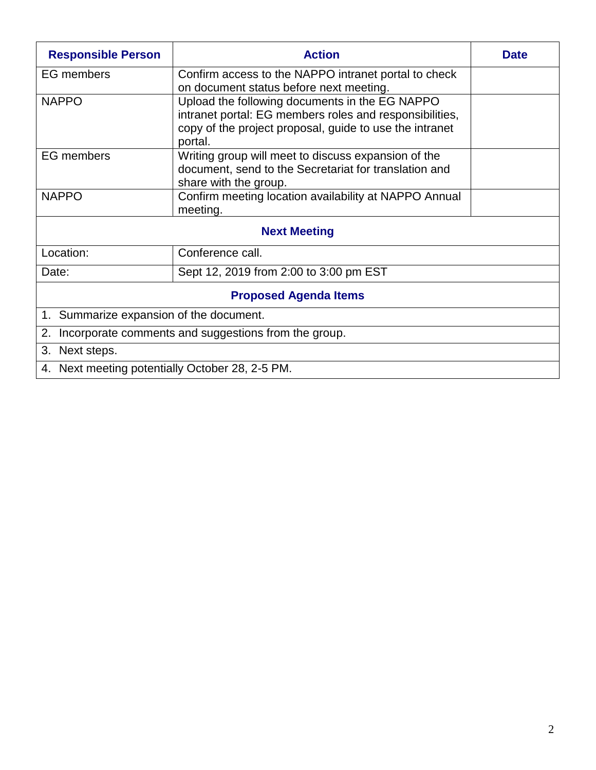| Responsible Person | Action | Date |
| --- | --- | --- |
| EG members | Confirm access to the NAPPO intranet portal to check on document status before next meeting. | |
| NAPPO | Upload the following documents in the EG NAPPO intranet portal: EG members roles and responsibilities, copy of the project proposal, guide to use the intranet portal. | |
| EG members | Writing group will meet to discuss expansion of the document, send to the Secretariat for translation and share with the group. | |
| NAPPO | Confirm meeting location availability at NAPPO Annual meeting. | |

**Next Meeting**

| | |
| --- | --- |
| Location: | Conference call. |
| Date: | Sept 12, 2019 from 2:00 to 3:00 pm EST |

**Proposed Agenda Items**

1. Summarize expansion of the document.
2. Incorporate comments and suggestions from the group.
3. Next steps.
4. Next meeting potentially October 28, 2-5 PM.